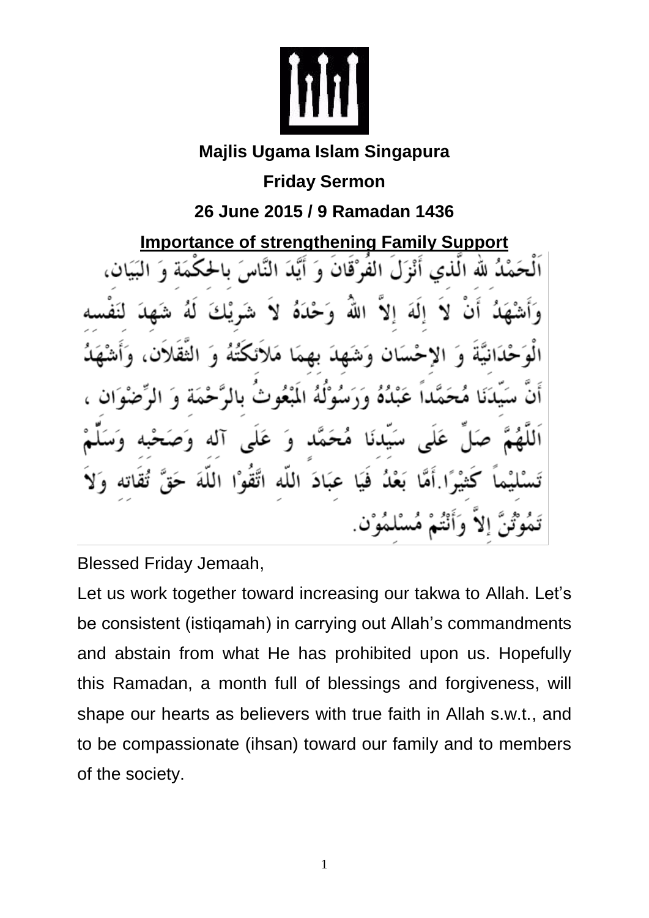**Majlis Ugama Islam Singapura**

**Friday Sermon**

**26 June 2015 / 9 Ramadan 1436**

## Importance of strengthening Family Support

اَلْحَمْدُ لِلّٰهِ الَّذِي أَنْزَلَ الفُرْقَانَ وَ أَيَّدَ النَّاسَ بِالحِكْمَةِ وَ البَيَانِ، وَأَشْهَدُ أَنْ لاَ إِلَهَ إِلاَّ اللّٰهُ وَحْدَهُ لاَ شَرِيْكَ لَهُ شَهِدَ لِنَفْسِهِ الْوَحْدَانِيَّةَ وَ الإِحْسَانَ وَشَهِدَ بِهِمَا مَلاَئِكَتُهُ وَ الثَّقَلاَنِ، وَأَشْهَدُ أَنَّ سَيِّدَنَا مُحَمَّداً عَبْدُهُ وَرَسُوْلُهُ المَبْعُوثُ بِالرَّحْمَةِ وَ الرِّضْوَانِ ، اَللَّهُمَّ صَلِّ عَلَى سَيِّدِنَا مُحَمَّدٍ وَ عَلَى آلِهِ وَصَحْبِهِ وَسَلِّمْ تَسْلِيْماً كَثِيْرًا.أَمَّا بَعْدُ فَيَا عِبَادَ اللّٰهِ اتَّقُوْا اللّٰهَ حَقَّ تُقَاتِهِ وَلاَ تَمُوْتُنَّ إِلاَّ وَأَنْتُمْ مُسْلِمُوْنَ.

Blessed Friday Jemaah,

Let us work together toward increasing our takwa to Allah. Let's be consistent (istiqamah) in carrying out Allah's commandments and abstain from what He has prohibited upon us. Hopefully this Ramadan, a month full of blessings and forgiveness, will shape our hearts as believers with true faith in Allah s.w.t., and to be compassionate (ihsan) toward our family and to members of the society.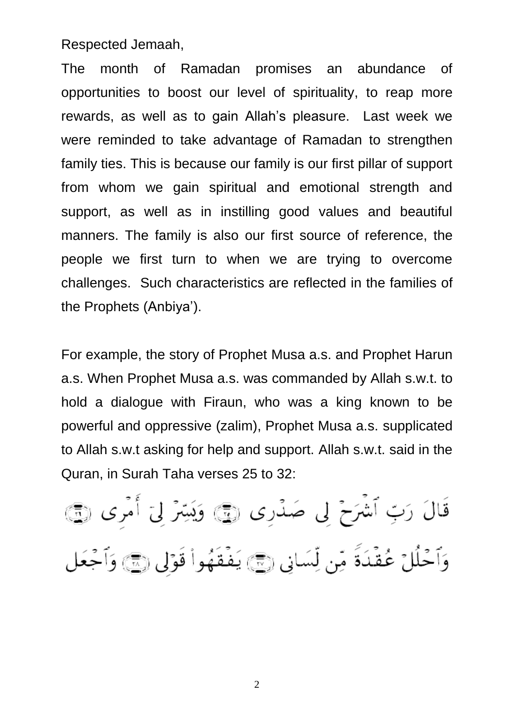Respected Jemaah,

The month of Ramadan promises an abundance of opportunities to boost our level of spirituality, to reap more rewards, as well as to gain Allah's pleasure. Last week we were reminded to take advantage of Ramadan to strengthen family ties. This is because our family is our first pillar of support from whom we gain spiritual and emotional strength and support, as well as in instilling good values and beautiful manners. The family is also our first source of reference, the people we first turn to when we are trying to overcome challenges. Such characteristics are reflected in the families of the Prophets (Anbiya').

For example, the story of Prophet Musa a.s. and Prophet Harun a.s. When Prophet Musa a.s. was commanded by Allah s.w.t. to hold a dialogue with Firaun, who was a king known to be powerful and oppressive (zalim), Prophet Musa a.s. supplicated to Allah s.w.t asking for help and support. Allah s.w.t. said in the Quran, in Surah Taha verses 25 to 32:

قَالَ رَبِّ ٱشْرَحْ لِى صَدْرِى ﴿٢٥﴾ وَيَسِّرْ لِىٓ أَمْرِى ﴿٢٦﴾

وَٱحْلُلْ عُقْدَةً مِّن لِّسَانِى ﴿٢٧﴾ يَفْقَهُوا۟ قَوْلِى ﴿٢٨﴾ وَٱجْعَل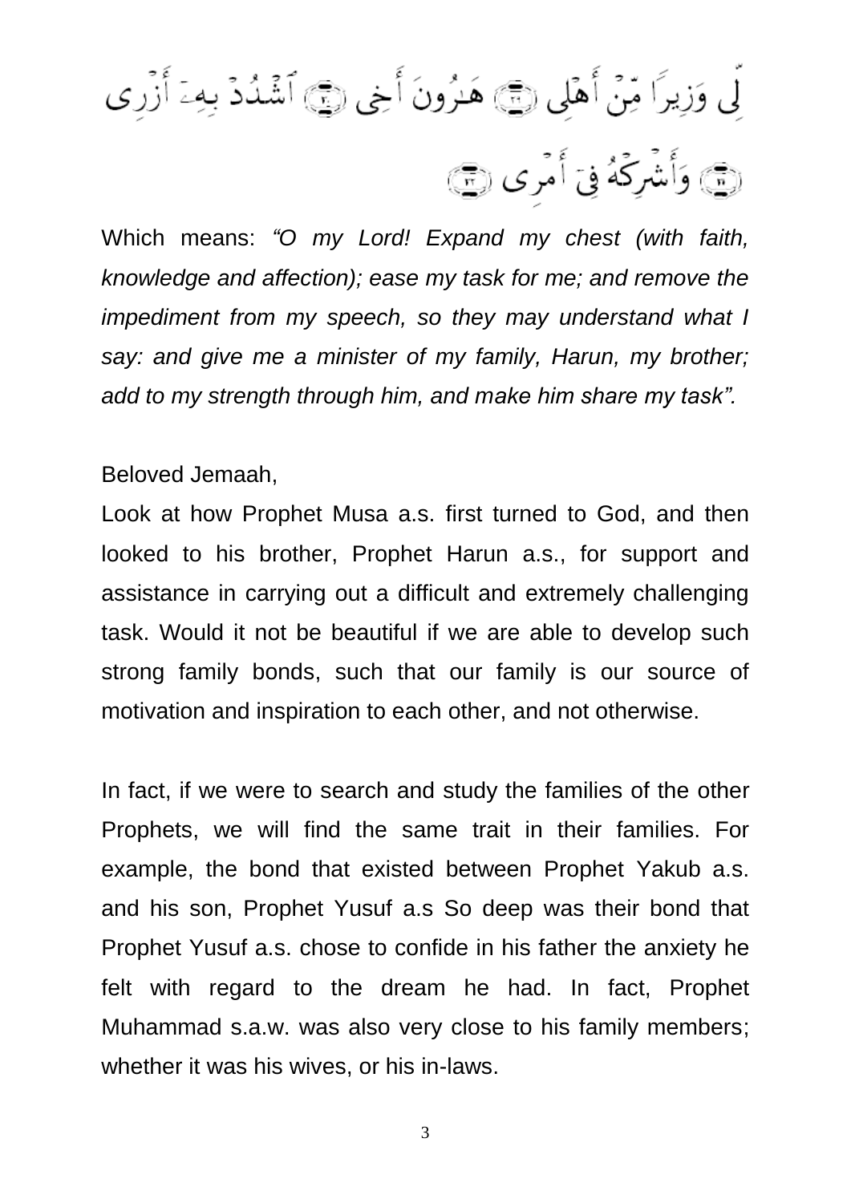لِّي وَزِيرًا مِّنْ أَهْلِي ﴿٢٩﴾ هَـٰرُونَ أَخِي ﴿٣٠﴾ ٱشْدُدْ بِهِۦٓ أَزْرِي ﴿٣١﴾ وَأَشْرِكْهُ فِيٓ أَمْرِي ﴿٣٢﴾

Which means: *"O my Lord! Expand my chest (with faith, knowledge and affection); ease my task for me; and remove the impediment from my speech, so they may understand what I say: and give me a minister of my family, Harun, my brother; add to my strength through him, and make him share my task".*

Beloved Jemaah,

Look at how Prophet Musa a.s. first turned to God, and then looked to his brother, Prophet Harun a.s., for support and assistance in carrying out a difficult and extremely challenging task. Would it not be beautiful if we are able to develop such strong family bonds, such that our family is our source of motivation and inspiration to each other, and not otherwise.

In fact, if we were to search and study the families of the other Prophets, we will find the same trait in their families. For example, the bond that existed between Prophet Yakub a.s. and his son, Prophet Yusuf a.s So deep was their bond that Prophet Yusuf a.s. chose to confide in his father the anxiety he felt with regard to the dream he had. In fact, Prophet Muhammad s.a.w. was also very close to his family members; whether it was his wives, or his in-laws.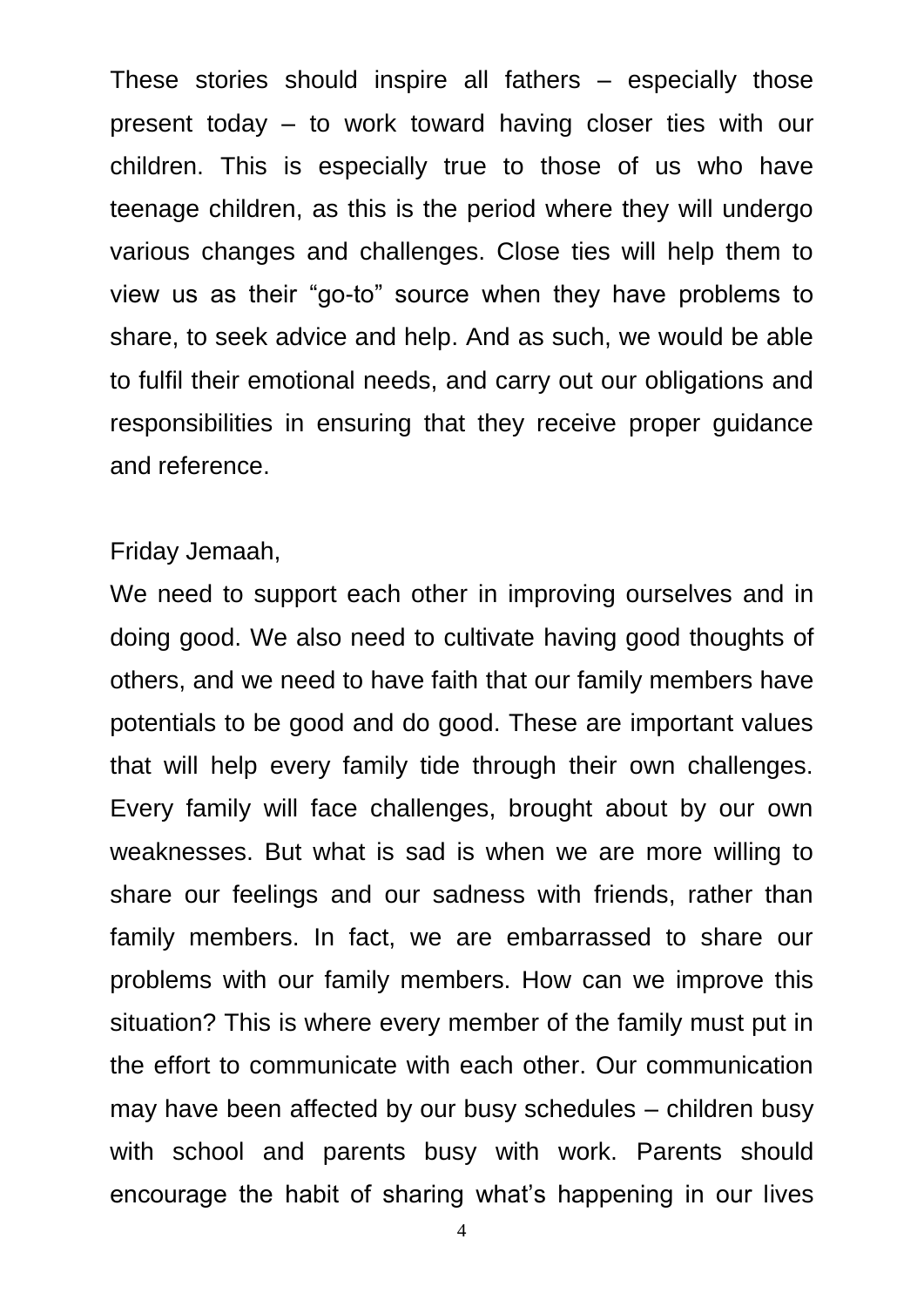These stories should inspire all fathers – especially those present today – to work toward having closer ties with our children. This is especially true to those of us who have teenage children, as this is the period where they will undergo various changes and challenges. Close ties will help them to view us as their "go-to" source when they have problems to share, to seek advice and help. And as such, we would be able to fulfil their emotional needs, and carry out our obligations and responsibilities in ensuring that they receive proper guidance and reference.

Friday Jemaah,

We need to support each other in improving ourselves and in doing good. We also need to cultivate having good thoughts of others, and we need to have faith that our family members have potentials to be good and do good. These are important values that will help every family tide through their own challenges. Every family will face challenges, brought about by our own weaknesses. But what is sad is when we are more willing to share our feelings and our sadness with friends, rather than family members. In fact, we are embarrassed to share our problems with our family members. How can we improve this situation? This is where every member of the family must put in the effort to communicate with each other. Our communication may have been affected by our busy schedules – children busy with school and parents busy with work. Parents should encourage the habit of sharing what's happening in our lives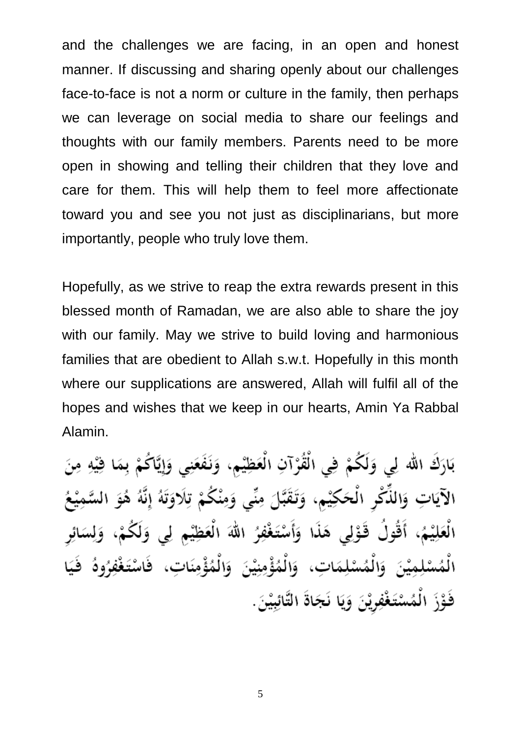and the challenges we are facing, in an open and honest manner. If discussing and sharing openly about our challenges face-to-face is not a norm or culture in the family, then perhaps we can leverage on social media to share our feelings and thoughts with our family members. Parents need to be more open in showing and telling their children that they love and care for them. This will help them to feel more affectionate toward you and see you not just as disciplinarians, but more importantly, people who truly love them.

Hopefully, as we strive to reap the extra rewards present in this blessed month of Ramadan, we are also able to share the joy with our family. May we strive to build loving and harmonious families that are obedient to Allah s.w.t. Hopefully in this month where our supplications are answered, Allah will fulfil all of the hopes and wishes that we keep in our hearts, Amin Ya Rabbal Alamin.

بَارَكَ الله لِي وَلَكُمْ فِي الْقُرْآنِ الْعَظِيْمِ، وَنَفَعَنِي وَإِيَّاكُمْ بِمَا فِيْهِ مِنَ الآيَاتِ وَالذِّكْرِ الْحَكِيْمِ، وَتَقَبَّلَ مِنِّي وَمِنْكُمْ تِلَاوَتَهُ إِنَّهُ هُوَ السَّمِيْعُ الْعَلِيْمُ، أَقُولُ قَوْلِي هَذَا وَأَسْتَغْفِرُ اللهَ الْعَظِيْمِ لِي وَلَكُمْ، وَلِسَائِرِ الْمُسْلِمِيْنَ وَالْمُسْلِمَاتِ، وَالْمُؤْمِنِيْنَ وَالْمُؤْمِنَاتِ، فَاسْتَغْفِرُوهُ فَيَا فَوْزَ الْمُسْتَغْفِرِيْنَ وَيَا نَجَاةَ التَّائِبِيْنَ.